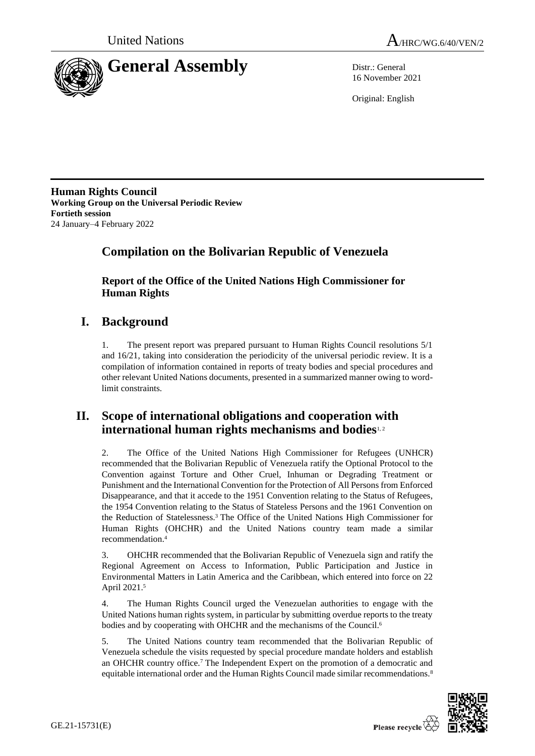United Nations A/HRC/WG.6/40/VEN/2

# General Assembly

Distr.: General
16 November 2021

Original: English

**Human Rights Council**
**Working Group on the Universal Periodic Review**
**Fortieth session**
24 January–4 February 2022

## Compilation on the Bolivarian Republic of Venezuela

### Report of the Office of the United Nations High Commissioner for Human Rights

## I. Background

1. The present report was prepared pursuant to Human Rights Council resolutions 5/1 and 16/21, taking into consideration the periodicity of the universal periodic review. It is a compilation of information contained in reports of treaty bodies and special procedures and other relevant United Nations documents, presented in a summarized manner owing to word-limit constraints.

## II. Scope of international obligations and cooperation with international human rights mechanisms and bodies[1, 2]

2. The Office of the United Nations High Commissioner for Refugees (UNHCR) recommended that the Bolivarian Republic of Venezuela ratify the Optional Protocol to the Convention against Torture and Other Cruel, Inhuman or Degrading Treatment or Punishment and the International Convention for the Protection of All Persons from Enforced Disappearance, and that it accede to the 1951 Convention relating to the Status of Refugees, the 1954 Convention relating to the Status of Stateless Persons and the 1961 Convention on the Reduction of Statelessness.[3] The Office of the United Nations High Commissioner for Human Rights (OHCHR) and the United Nations country team made a similar recommendation.[4]

3. OHCHR recommended that the Bolivarian Republic of Venezuela sign and ratify the Regional Agreement on Access to Information, Public Participation and Justice in Environmental Matters in Latin America and the Caribbean, which entered into force on 22 April 2021.[5]

4. The Human Rights Council urged the Venezuelan authorities to engage with the United Nations human rights system, in particular by submitting overdue reports to the treaty bodies and by cooperating with OHCHR and the mechanisms of the Council.[6]

5. The United Nations country team recommended that the Bolivarian Republic of Venezuela schedule the visits requested by special procedure mandate holders and establish an OHCHR country office.[7] The Independent Expert on the promotion of a democratic and equitable international order and the Human Rights Council made similar recommendations.[8]

GE.21-15731(E)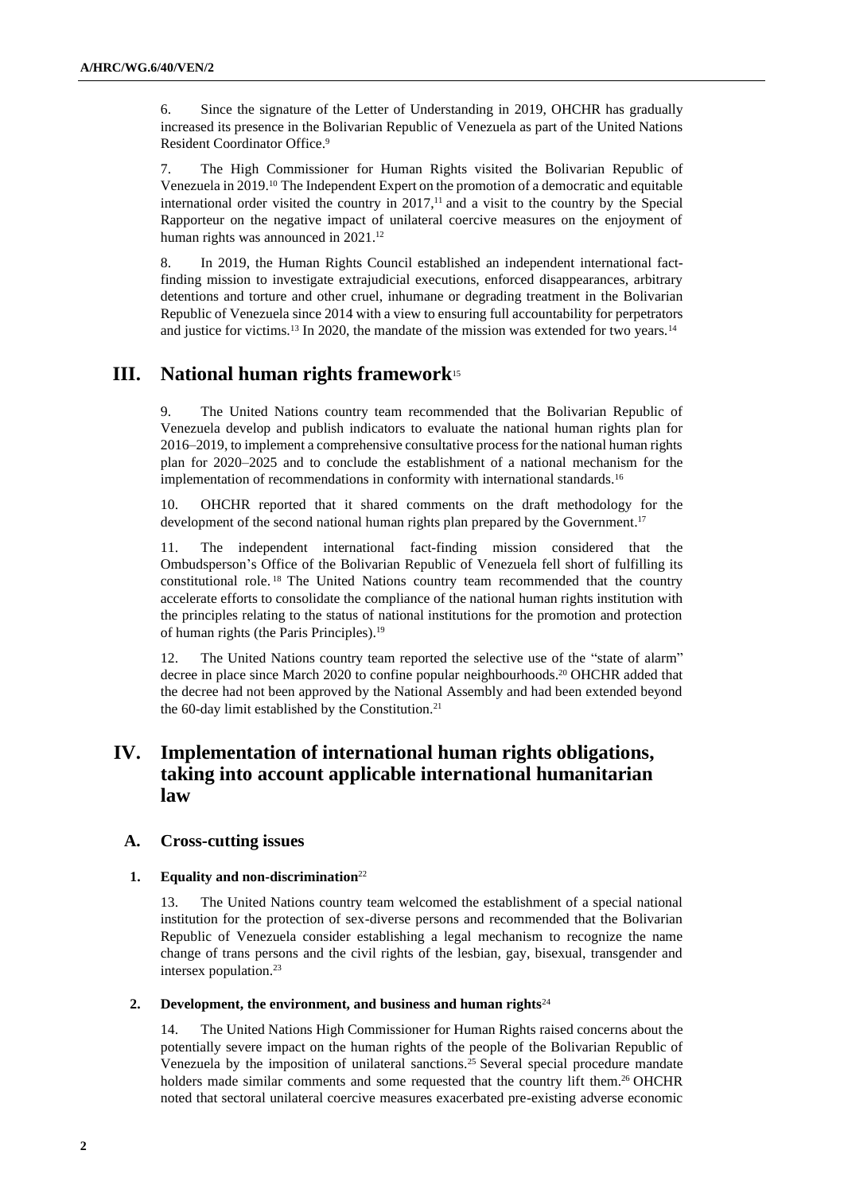6. Since the signature of the Letter of Understanding in 2019, OHCHR has gradually increased its presence in the Bolivarian Republic of Venezuela as part of the United Nations Resident Coordinator Office.[9]

7. The High Commissioner for Human Rights visited the Bolivarian Republic of Venezuela in 2019.[10] The Independent Expert on the promotion of a democratic and equitable international order visited the country in 2017,[11] and a visit to the country by the Special Rapporteur on the negative impact of unilateral coercive measures on the enjoyment of human rights was announced in 2021.[12]

8. In 2019, the Human Rights Council established an independent international fact-finding mission to investigate extrajudicial executions, enforced disappearances, arbitrary detentions and torture and other cruel, inhumane or degrading treatment in the Bolivarian Republic of Venezuela since 2014 with a view to ensuring full accountability for perpetrators and justice for victims.[13] In 2020, the mandate of the mission was extended for two years.[14]

## III. National human rights framework[15]

9. The United Nations country team recommended that the Bolivarian Republic of Venezuela develop and publish indicators to evaluate the national human rights plan for 2016–2019, to implement a comprehensive consultative process for the national human rights plan for 2020–2025 and to conclude the establishment of a national mechanism for the implementation of recommendations in conformity with international standards.[16]

10. OHCHR reported that it shared comments on the draft methodology for the development of the second national human rights plan prepared by the Government.[17]

11. The independent international fact-finding mission considered that the Ombudsperson's Office of the Bolivarian Republic of Venezuela fell short of fulfilling its constitutional role.[18] The United Nations country team recommended that the country accelerate efforts to consolidate the compliance of the national human rights institution with the principles relating to the status of national institutions for the promotion and protection of human rights (the Paris Principles).[19]

12. The United Nations country team reported the selective use of the "state of alarm" decree in place since March 2020 to confine popular neighbourhoods.[20] OHCHR added that the decree had not been approved by the National Assembly and had been extended beyond the 60-day limit established by the Constitution.[21]

## IV. Implementation of international human rights obligations, taking into account applicable international humanitarian law

### A. Cross-cutting issues

#### 1. Equality and non-discrimination[22]

13. The United Nations country team welcomed the establishment of a special national institution for the protection of sex-diverse persons and recommended that the Bolivarian Republic of Venezuela consider establishing a legal mechanism to recognize the name change of trans persons and the civil rights of the lesbian, gay, bisexual, transgender and intersex population.[23]

#### 2. Development, the environment, and business and human rights[24]

14. The United Nations High Commissioner for Human Rights raised concerns about the potentially severe impact on the human rights of the people of the Bolivarian Republic of Venezuela by the imposition of unilateral sanctions.[25] Several special procedure mandate holders made similar comments and some requested that the country lift them.[26] OHCHR noted that sectoral unilateral coercive measures exacerbated pre-existing adverse economic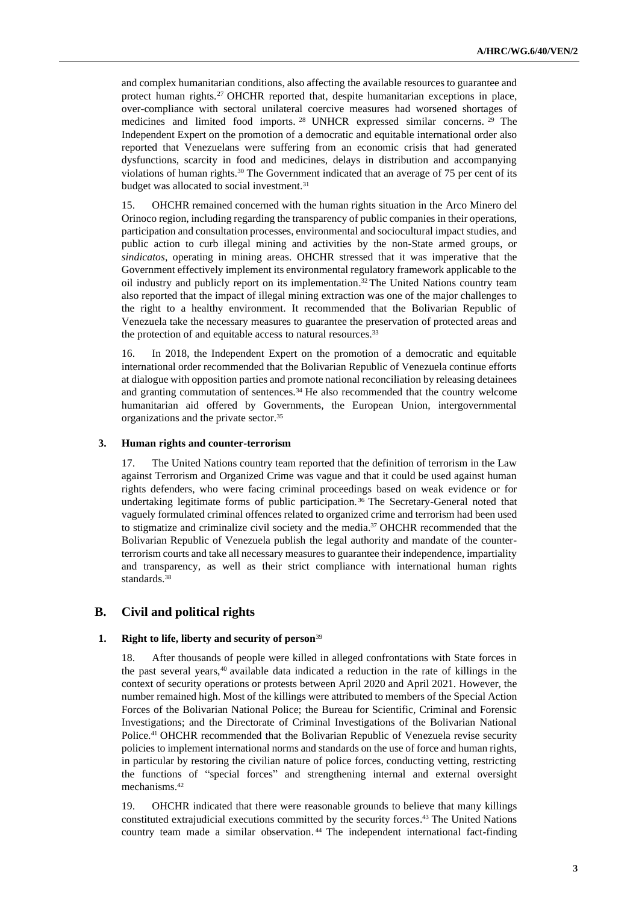and complex humanitarian conditions, also affecting the available resources to guarantee and protect human rights.[27] OHCHR reported that, despite humanitarian exceptions in place, over-compliance with sectoral unilateral coercive measures had worsened shortages of medicines and limited food imports.[28] UNHCR expressed similar concerns.[29] The Independent Expert on the promotion of a democratic and equitable international order also reported that Venezuelans were suffering from an economic crisis that had generated dysfunctions, scarcity in food and medicines, delays in distribution and accompanying violations of human rights.[30] The Government indicated that an average of 75 per cent of its budget was allocated to social investment.[31]

15. OHCHR remained concerned with the human rights situation in the Arco Minero del Orinoco region, including regarding the transparency of public companies in their operations, participation and consultation processes, environmental and sociocultural impact studies, and public action to curb illegal mining and activities by the non-State armed groups, or *sindicatos*, operating in mining areas. OHCHR stressed that it was imperative that the Government effectively implement its environmental regulatory framework applicable to the oil industry and publicly report on its implementation.[32] The United Nations country team also reported that the impact of illegal mining extraction was one of the major challenges to the right to a healthy environment. It recommended that the Bolivarian Republic of Venezuela take the necessary measures to guarantee the preservation of protected areas and the protection of and equitable access to natural resources.[33]

16. In 2018, the Independent Expert on the promotion of a democratic and equitable international order recommended that the Bolivarian Republic of Venezuela continue efforts at dialogue with opposition parties and promote national reconciliation by releasing detainees and granting commutation of sentences.[34] He also recommended that the country welcome humanitarian aid offered by Governments, the European Union, intergovernmental organizations and the private sector.[35]

### 3. Human rights and counter-terrorism

17. The United Nations country team reported that the definition of terrorism in the Law against Terrorism and Organized Crime was vague and that it could be used against human rights defenders, who were facing criminal proceedings based on weak evidence or for undertaking legitimate forms of public participation.[36] The Secretary-General noted that vaguely formulated criminal offences related to organized crime and terrorism had been used to stigmatize and criminalize civil society and the media.[37] OHCHR recommended that the Bolivarian Republic of Venezuela publish the legal authority and mandate of the counter-terrorism courts and take all necessary measures to guarantee their independence, impartiality and transparency, as well as their strict compliance with international human rights standards.[38]

## B. Civil and political rights

### 1. Right to life, liberty and security of person[39]

18. After thousands of people were killed in alleged confrontations with State forces in the past several years,[40] available data indicated a reduction in the rate of killings in the context of security operations or protests between April 2020 and April 2021. However, the number remained high. Most of the killings were attributed to members of the Special Action Forces of the Bolivarian National Police; the Bureau for Scientific, Criminal and Forensic Investigations; and the Directorate of Criminal Investigations of the Bolivarian National Police.[41] OHCHR recommended that the Bolivarian Republic of Venezuela revise security policies to implement international norms and standards on the use of force and human rights, in particular by restoring the civilian nature of police forces, conducting vetting, restricting the functions of "special forces" and strengthening internal and external oversight mechanisms.[42]

19. OHCHR indicated that there were reasonable grounds to believe that many killings constituted extrajudicial executions committed by the security forces.[43] The United Nations country team made a similar observation.[44] The independent international fact-finding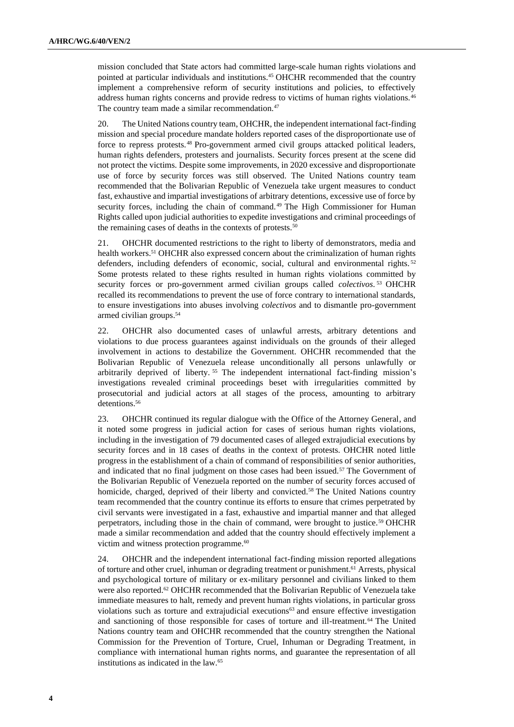mission concluded that State actors had committed large-scale human rights violations and pointed at particular individuals and institutions.[45] OHCHR recommended that the country implement a comprehensive reform of security institutions and policies, to effectively address human rights concerns and provide redress to victims of human rights violations.[46] The country team made a similar recommendation.[47]

20. The United Nations country team, OHCHR, the independent international fact-finding mission and special procedure mandate holders reported cases of the disproportionate use of force to repress protests.[48] Pro-government armed civil groups attacked political leaders, human rights defenders, protesters and journalists. Security forces present at the scene did not protect the victims. Despite some improvements, in 2020 excessive and disproportionate use of force by security forces was still observed. The United Nations country team recommended that the Bolivarian Republic of Venezuela take urgent measures to conduct fast, exhaustive and impartial investigations of arbitrary detentions, excessive use of force by security forces, including the chain of command.[49] The High Commissioner for Human Rights called upon judicial authorities to expedite investigations and criminal proceedings of the remaining cases of deaths in the contexts of protests.[50]

21. OHCHR documented restrictions to the right to liberty of demonstrators, media and health workers.[51] OHCHR also expressed concern about the criminalization of human rights defenders, including defenders of economic, social, cultural and environmental rights.[52] Some protests related to these rights resulted in human rights violations committed by security forces or pro-government armed civilian groups called *colectivos*.[53] OHCHR recalled its recommendations to prevent the use of force contrary to international standards, to ensure investigations into abuses involving *colectivos* and to dismantle pro-government armed civilian groups.[54]

22. OHCHR also documented cases of unlawful arrests, arbitrary detentions and violations to due process guarantees against individuals on the grounds of their alleged involvement in actions to destabilize the Government. OHCHR recommended that the Bolivarian Republic of Venezuela release unconditionally all persons unlawfully or arbitrarily deprived of liberty.[55] The independent international fact-finding mission's investigations revealed criminal proceedings beset with irregularities committed by prosecutorial and judicial actors at all stages of the process, amounting to arbitrary detentions.[56]

23. OHCHR continued its regular dialogue with the Office of the Attorney General, and it noted some progress in judicial action for cases of serious human rights violations, including in the investigation of 79 documented cases of alleged extrajudicial executions by security forces and in 18 cases of deaths in the context of protests. OHCHR noted little progress in the establishment of a chain of command of responsibilities of senior authorities, and indicated that no final judgment on those cases had been issued.[57] The Government of the Bolivarian Republic of Venezuela reported on the number of security forces accused of homicide, charged, deprived of their liberty and convicted.[58] The United Nations country team recommended that the country continue its efforts to ensure that crimes perpetrated by civil servants were investigated in a fast, exhaustive and impartial manner and that alleged perpetrators, including those in the chain of command, were brought to justice.[59] OHCHR made a similar recommendation and added that the country should effectively implement a victim and witness protection programme.[60]

24. OHCHR and the independent international fact-finding mission reported allegations of torture and other cruel, inhuman or degrading treatment or punishment.[61] Arrests, physical and psychological torture of military or ex-military personnel and civilians linked to them were also reported.[62] OHCHR recommended that the Bolivarian Republic of Venezuela take immediate measures to halt, remedy and prevent human rights violations, in particular gross violations such as torture and extrajudicial executions[63] and ensure effective investigation and sanctioning of those responsible for cases of torture and ill-treatment.[64] The United Nations country team and OHCHR recommended that the country strengthen the National Commission for the Prevention of Torture, Cruel, Inhuman or Degrading Treatment, in compliance with international human rights norms, and guarantee the representation of all institutions as indicated in the law.[65]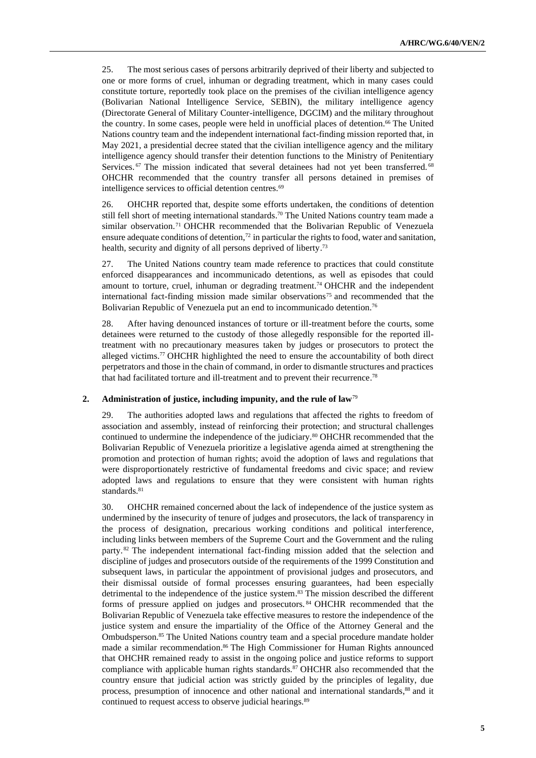25. The most serious cases of persons arbitrarily deprived of their liberty and subjected to one or more forms of cruel, inhuman or degrading treatment, which in many cases could constitute torture, reportedly took place on the premises of the civilian intelligence agency (Bolivarian National Intelligence Service, SEBIN), the military intelligence agency (Directorate General of Military Counter-intelligence, DGCIM) and the military throughout the country. In some cases, people were held in unofficial places of detention.[66] The United Nations country team and the independent international fact-finding mission reported that, in May 2021, a presidential decree stated that the civilian intelligence agency and the military intelligence agency should transfer their detention functions to the Ministry of Penitentiary Services.[67] The mission indicated that several detainees had not yet been transferred.[68] OHCHR recommended that the country transfer all persons detained in premises of intelligence services to official detention centres.[69]

26. OHCHR reported that, despite some efforts undertaken, the conditions of detention still fell short of meeting international standards.[70] The United Nations country team made a similar observation.[71] OHCHR recommended that the Bolivarian Republic of Venezuela ensure adequate conditions of detention,[72] in particular the rights to food, water and sanitation, health, security and dignity of all persons deprived of liberty.[73]

27. The United Nations country team made reference to practices that could constitute enforced disappearances and incommunicado detentions, as well as episodes that could amount to torture, cruel, inhuman or degrading treatment.[74] OHCHR and the independent international fact-finding mission made similar observations[75] and recommended that the Bolivarian Republic of Venezuela put an end to incommunicado detention.[76]

28. After having denounced instances of torture or ill-treatment before the courts, some detainees were returned to the custody of those allegedly responsible for the reported ill-treatment with no precautionary measures taken by judges or prosecutors to protect the alleged victims.[77] OHCHR highlighted the need to ensure the accountability of both direct perpetrators and those in the chain of command, in order to dismantle structures and practices that had facilitated torture and ill-treatment and to prevent their recurrence.[78]

### 2. Administration of justice, including impunity, and the rule of law[79]

29. The authorities adopted laws and regulations that affected the rights to freedom of association and assembly, instead of reinforcing their protection; and structural challenges continued to undermine the independence of the judiciary.[80] OHCHR recommended that the Bolivarian Republic of Venezuela prioritize a legislative agenda aimed at strengthening the promotion and protection of human rights; avoid the adoption of laws and regulations that were disproportionately restrictive of fundamental freedoms and civic space; and review adopted laws and regulations to ensure that they were consistent with human rights standards.[81]

30. OHCHR remained concerned about the lack of independence of the justice system as undermined by the insecurity of tenure of judges and prosecutors, the lack of transparency in the process of designation, precarious working conditions and political interference, including links between members of the Supreme Court and the Government and the ruling party.[82] The independent international fact-finding mission added that the selection and discipline of judges and prosecutors outside of the requirements of the 1999 Constitution and subsequent laws, in particular the appointment of provisional judges and prosecutors, and their dismissal outside of formal processes ensuring guarantees, had been especially detrimental to the independence of the justice system.[83] The mission described the different forms of pressure applied on judges and prosecutors.[84] OHCHR recommended that the Bolivarian Republic of Venezuela take effective measures to restore the independence of the justice system and ensure the impartiality of the Office of the Attorney General and the Ombudsperson.[85] The United Nations country team and a special procedure mandate holder made a similar recommendation.[86] The High Commissioner for Human Rights announced that OHCHR remained ready to assist in the ongoing police and justice reforms to support compliance with applicable human rights standards.[87] OHCHR also recommended that the country ensure that judicial action was strictly guided by the principles of legality, due process, presumption of innocence and other national and international standards,[88] and it continued to request access to observe judicial hearings.[89]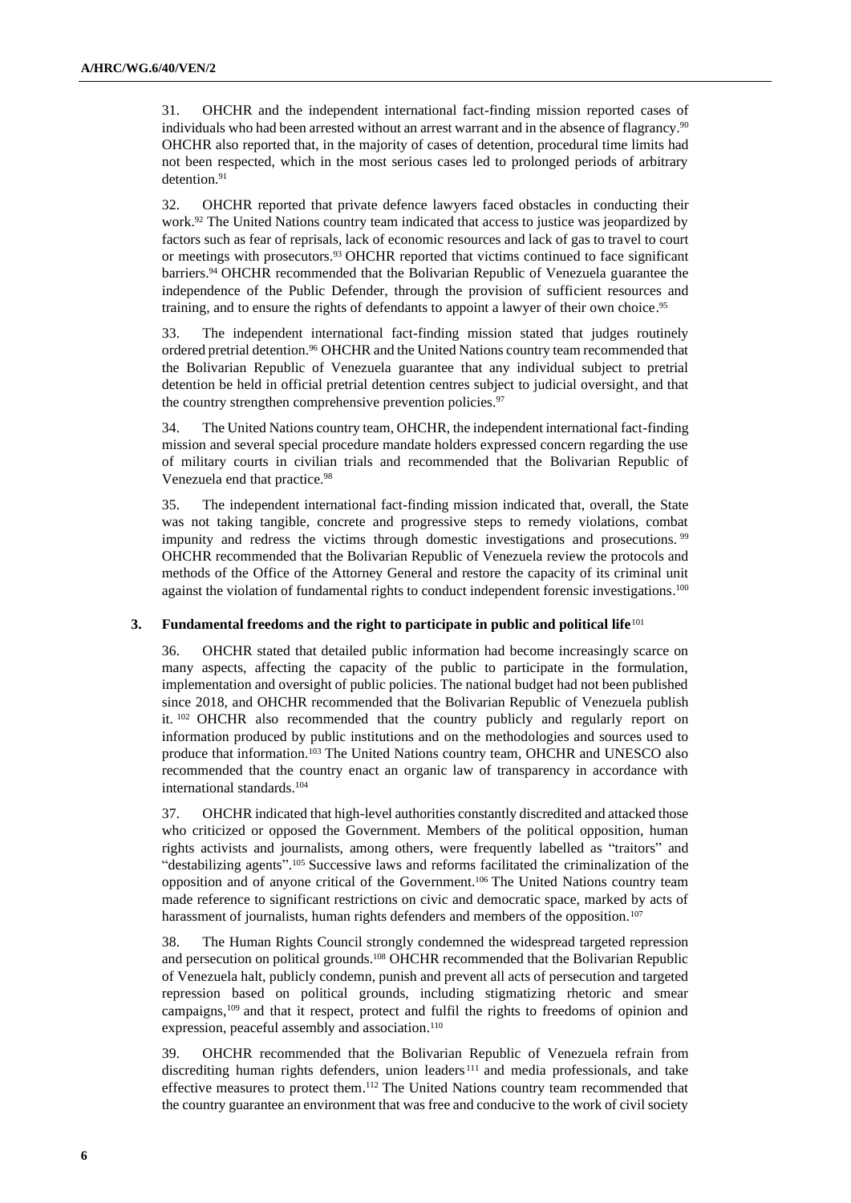31. OHCHR and the independent international fact-finding mission reported cases of individuals who had been arrested without an arrest warrant and in the absence of flagrancy.[90] OHCHR also reported that, in the majority of cases of detention, procedural time limits had not been respected, which in the most serious cases led to prolonged periods of arbitrary detention.[91]

32. OHCHR reported that private defence lawyers faced obstacles in conducting their work.[92] The United Nations country team indicated that access to justice was jeopardized by factors such as fear of reprisals, lack of economic resources and lack of gas to travel to court or meetings with prosecutors.[93] OHCHR reported that victims continued to face significant barriers.[94] OHCHR recommended that the Bolivarian Republic of Venezuela guarantee the independence of the Public Defender, through the provision of sufficient resources and training, and to ensure the rights of defendants to appoint a lawyer of their own choice.[95]

33. The independent international fact-finding mission stated that judges routinely ordered pretrial detention.[96] OHCHR and the United Nations country team recommended that the Bolivarian Republic of Venezuela guarantee that any individual subject to pretrial detention be held in official pretrial detention centres subject to judicial oversight, and that the country strengthen comprehensive prevention policies.[97]

34. The United Nations country team, OHCHR, the independent international fact-finding mission and several special procedure mandate holders expressed concern regarding the use of military courts in civilian trials and recommended that the Bolivarian Republic of Venezuela end that practice.[98]

35. The independent international fact-finding mission indicated that, overall, the State was not taking tangible, concrete and progressive steps to remedy violations, combat impunity and redress the victims through domestic investigations and prosecutions.[99] OHCHR recommended that the Bolivarian Republic of Venezuela review the protocols and methods of the Office of the Attorney General and restore the capacity of its criminal unit against the violation of fundamental rights to conduct independent forensic investigations.[100]

### 3. Fundamental freedoms and the right to participate in public and political life[101]

36. OHCHR stated that detailed public information had become increasingly scarce on many aspects, affecting the capacity of the public to participate in the formulation, implementation and oversight of public policies. The national budget had not been published since 2018, and OHCHR recommended that the Bolivarian Republic of Venezuela publish it.[102] OHCHR also recommended that the country publicly and regularly report on information produced by public institutions and on the methodologies and sources used to produce that information.[103] The United Nations country team, OHCHR and UNESCO also recommended that the country enact an organic law of transparency in accordance with international standards.[104]

37. OHCHR indicated that high-level authorities constantly discredited and attacked those who criticized or opposed the Government. Members of the political opposition, human rights activists and journalists, among others, were frequently labelled as "traitors" and "destabilizing agents".[105] Successive laws and reforms facilitated the criminalization of the opposition and of anyone critical of the Government.[106] The United Nations country team made reference to significant restrictions on civic and democratic space, marked by acts of harassment of journalists, human rights defenders and members of the opposition.[107]

38. The Human Rights Council strongly condemned the widespread targeted repression and persecution on political grounds.[108] OHCHR recommended that the Bolivarian Republic of Venezuela halt, publicly condemn, punish and prevent all acts of persecution and targeted repression based on political grounds, including stigmatizing rhetoric and smear campaigns,[109] and that it respect, protect and fulfil the rights to freedoms of opinion and expression, peaceful assembly and association.[110]

39. OHCHR recommended that the Bolivarian Republic of Venezuela refrain from discrediting human rights defenders, union leaders[111] and media professionals, and take effective measures to protect them.[112] The United Nations country team recommended that the country guarantee an environment that was free and conducive to the work of civil society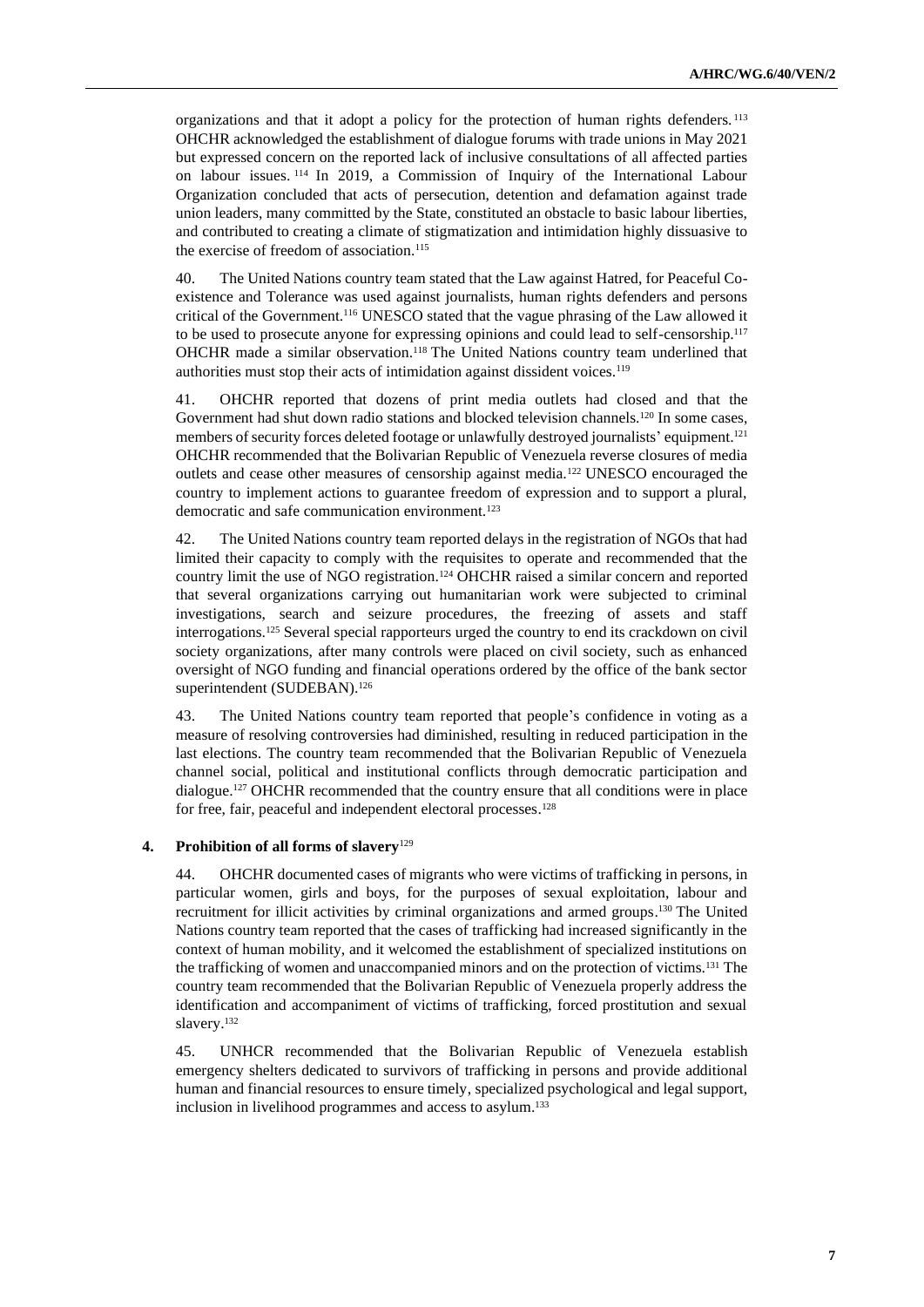organizations and that it adopt a policy for the protection of human rights defenders.[113] OHCHR acknowledged the establishment of dialogue forums with trade unions in May 2021 but expressed concern on the reported lack of inclusive consultations of all affected parties on labour issues.[114] In 2019, a Commission of Inquiry of the International Labour Organization concluded that acts of persecution, detention and defamation against trade union leaders, many committed by the State, constituted an obstacle to basic labour liberties, and contributed to creating a climate of stigmatization and intimidation highly dissuasive to the exercise of freedom of association.[115]

40. The United Nations country team stated that the Law against Hatred, for Peaceful Co-existence and Tolerance was used against journalists, human rights defenders and persons critical of the Government.[116] UNESCO stated that the vague phrasing of the Law allowed it to be used to prosecute anyone for expressing opinions and could lead to self-censorship.[117] OHCHR made a similar observation.[118] The United Nations country team underlined that authorities must stop their acts of intimidation against dissident voices.[119]

41. OHCHR reported that dozens of print media outlets had closed and that the Government had shut down radio stations and blocked television channels.[120] In some cases, members of security forces deleted footage or unlawfully destroyed journalists' equipment.[121] OHCHR recommended that the Bolivarian Republic of Venezuela reverse closures of media outlets and cease other measures of censorship against media.[122] UNESCO encouraged the country to implement actions to guarantee freedom of expression and to support a plural, democratic and safe communication environment.[123]

42. The United Nations country team reported delays in the registration of NGOs that had limited their capacity to comply with the requisites to operate and recommended that the country limit the use of NGO registration.[124] OHCHR raised a similar concern and reported that several organizations carrying out humanitarian work were subjected to criminal investigations, search and seizure procedures, the freezing of assets and staff interrogations.[125] Several special rapporteurs urged the country to end its crackdown on civil society organizations, after many controls were placed on civil society, such as enhanced oversight of NGO funding and financial operations ordered by the office of the bank sector superintendent (SUDEBAN).[126]

43. The United Nations country team reported that people's confidence in voting as a measure of resolving controversies had diminished, resulting in reduced participation in the last elections. The country team recommended that the Bolivarian Republic of Venezuela channel social, political and institutional conflicts through democratic participation and dialogue.[127] OHCHR recommended that the country ensure that all conditions were in place for free, fair, peaceful and independent electoral processes.[128]

### 4. Prohibition of all forms of slavery[129]

44. OHCHR documented cases of migrants who were victims of trafficking in persons, in particular women, girls and boys, for the purposes of sexual exploitation, labour and recruitment for illicit activities by criminal organizations and armed groups.[130] The United Nations country team reported that the cases of trafficking had increased significantly in the context of human mobility, and it welcomed the establishment of specialized institutions on the trafficking of women and unaccompanied minors and on the protection of victims.[131] The country team recommended that the Bolivarian Republic of Venezuela properly address the identification and accompaniment of victims of trafficking, forced prostitution and sexual slavery.[132]

45. UNHCR recommended that the Bolivarian Republic of Venezuela establish emergency shelters dedicated to survivors of trafficking in persons and provide additional human and financial resources to ensure timely, specialized psychological and legal support, inclusion in livelihood programmes and access to asylum.[133]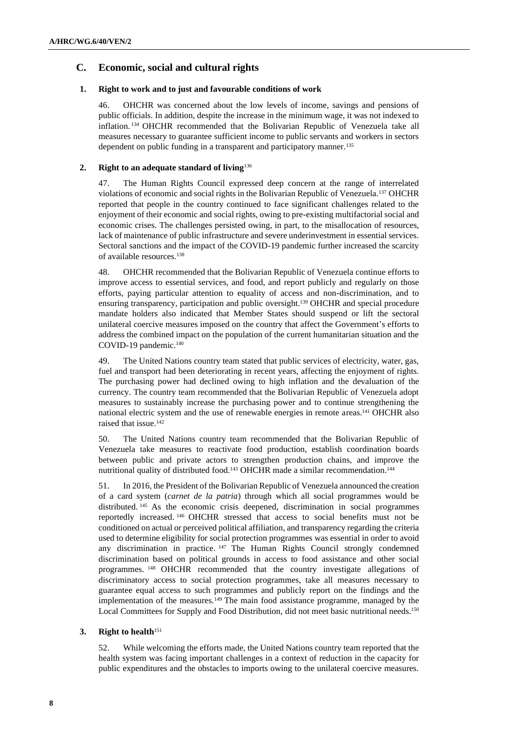## C. Economic, social and cultural rights

### 1. Right to work and to just and favourable conditions of work

46. OHCHR was concerned about the low levels of income, savings and pensions of public officials. In addition, despite the increase in the minimum wage, it was not indexed to inflation.[134] OHCHR recommended that the Bolivarian Republic of Venezuela take all measures necessary to guarantee sufficient income to public servants and workers in sectors dependent on public funding in a transparent and participatory manner.[135]

### 2. Right to an adequate standard of living[136]

47. The Human Rights Council expressed deep concern at the range of interrelated violations of economic and social rights in the Bolivarian Republic of Venezuela.[137] OHCHR reported that people in the country continued to face significant challenges related to the enjoyment of their economic and social rights, owing to pre-existing multifactorial social and economic crises. The challenges persisted owing, in part, to the misallocation of resources, lack of maintenance of public infrastructure and severe underinvestment in essential services. Sectoral sanctions and the impact of the COVID-19 pandemic further increased the scarcity of available resources.[138]

48. OHCHR recommended that the Bolivarian Republic of Venezuela continue efforts to improve access to essential services, and food, and report publicly and regularly on those efforts, paying particular attention to equality of access and non-discrimination, and to ensuring transparency, participation and public oversight.[139] OHCHR and special procedure mandate holders also indicated that Member States should suspend or lift the sectoral unilateral coercive measures imposed on the country that affect the Government's efforts to address the combined impact on the population of the current humanitarian situation and the COVID-19 pandemic.[140]

49. The United Nations country team stated that public services of electricity, water, gas, fuel and transport had been deteriorating in recent years, affecting the enjoyment of rights. The purchasing power had declined owing to high inflation and the devaluation of the currency. The country team recommended that the Bolivarian Republic of Venezuela adopt measures to sustainably increase the purchasing power and to continue strengthening the national electric system and the use of renewable energies in remote areas.[141] OHCHR also raised that issue.[142]

50. The United Nations country team recommended that the Bolivarian Republic of Venezuela take measures to reactivate food production, establish coordination boards between public and private actors to strengthen production chains, and improve the nutritional quality of distributed food.[143] OHCHR made a similar recommendation.[144]

51. In 2016, the President of the Bolivarian Republic of Venezuela announced the creation of a card system (*carnet de la patria*) through which all social programmes would be distributed.[145] As the economic crisis deepened, discrimination in social programmes reportedly increased.[146] OHCHR stressed that access to social benefits must not be conditioned on actual or perceived political affiliation, and transparency regarding the criteria used to determine eligibility for social protection programmes was essential in order to avoid any discrimination in practice.[147] The Human Rights Council strongly condemned discrimination based on political grounds in access to food assistance and other social programmes.[148] OHCHR recommended that the country investigate allegations of discriminatory access to social protection programmes, take all measures necessary to guarantee equal access to such programmes and publicly report on the findings and the implementation of the measures.[149] The main food assistance programme, managed by the Local Committees for Supply and Food Distribution, did not meet basic nutritional needs.[150]

### 3. Right to health[151]

52. While welcoming the efforts made, the United Nations country team reported that the health system was facing important challenges in a context of reduction in the capacity for public expenditures and the obstacles to imports owing to the unilateral coercive measures.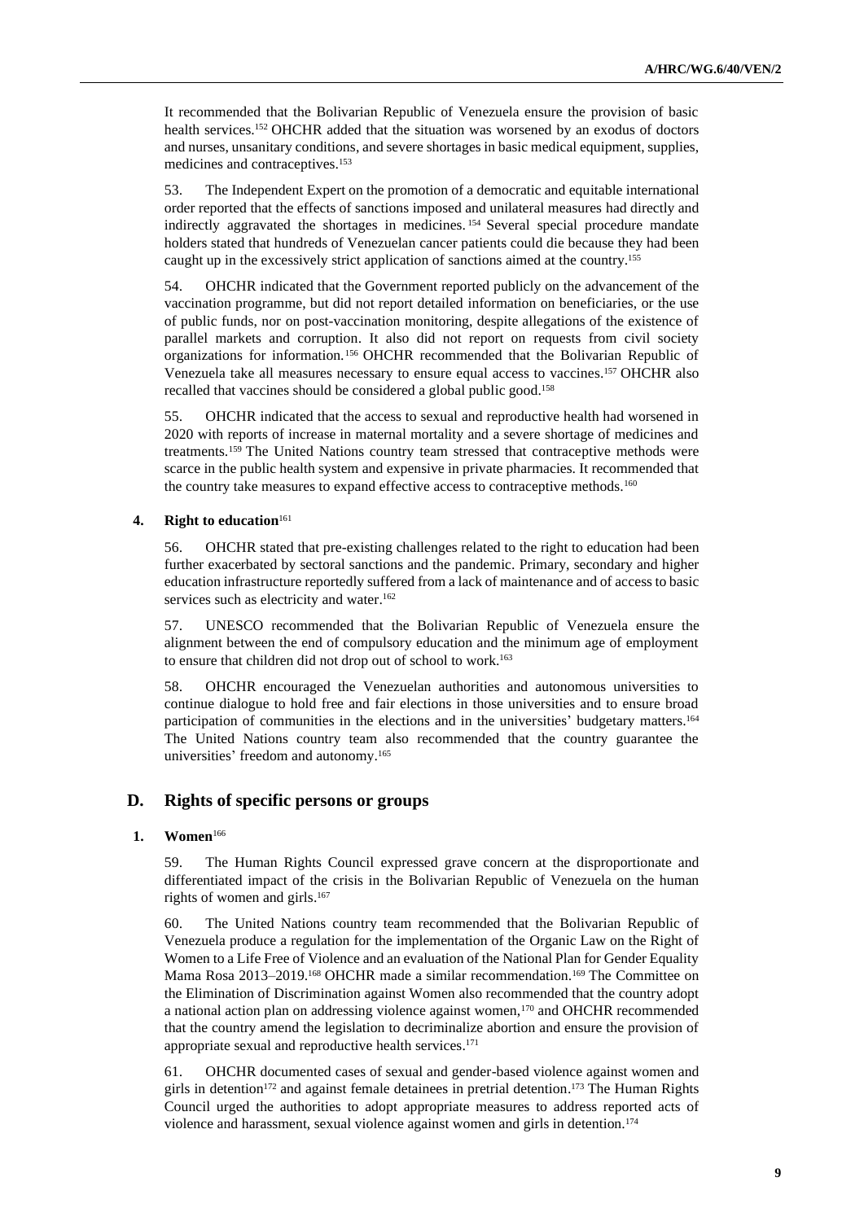It recommended that the Bolivarian Republic of Venezuela ensure the provision of basic health services.[152] OHCHR added that the situation was worsened by an exodus of doctors and nurses, unsanitary conditions, and severe shortages in basic medical equipment, supplies, medicines and contraceptives.[153]

53. The Independent Expert on the promotion of a democratic and equitable international order reported that the effects of sanctions imposed and unilateral measures had directly and indirectly aggravated the shortages in medicines.[154] Several special procedure mandate holders stated that hundreds of Venezuelan cancer patients could die because they had been caught up in the excessively strict application of sanctions aimed at the country.[155]

54. OHCHR indicated that the Government reported publicly on the advancement of the vaccination programme, but did not report detailed information on beneficiaries, or the use of public funds, nor on post-vaccination monitoring, despite allegations of the existence of parallel markets and corruption. It also did not report on requests from civil society organizations for information.[156] OHCHR recommended that the Bolivarian Republic of Venezuela take all measures necessary to ensure equal access to vaccines.[157] OHCHR also recalled that vaccines should be considered a global public good.[158]

55. OHCHR indicated that the access to sexual and reproductive health had worsened in 2020 with reports of increase in maternal mortality and a severe shortage of medicines and treatments.[159] The United Nations country team stressed that contraceptive methods were scarce in the public health system and expensive in private pharmacies. It recommended that the country take measures to expand effective access to contraceptive methods.[160]

### 4. Right to education[161]

56. OHCHR stated that pre-existing challenges related to the right to education had been further exacerbated by sectoral sanctions and the pandemic. Primary, secondary and higher education infrastructure reportedly suffered from a lack of maintenance and of access to basic services such as electricity and water.[162]

57. UNESCO recommended that the Bolivarian Republic of Venezuela ensure the alignment between the end of compulsory education and the minimum age of employment to ensure that children did not drop out of school to work.[163]

58. OHCHR encouraged the Venezuelan authorities and autonomous universities to continue dialogue to hold free and fair elections in those universities and to ensure broad participation of communities in the elections and in the universities' budgetary matters.[164] The United Nations country team also recommended that the country guarantee the universities' freedom and autonomy.[165]

## D. Rights of specific persons or groups

### 1. Women[166]

59. The Human Rights Council expressed grave concern at the disproportionate and differentiated impact of the crisis in the Bolivarian Republic of Venezuela on the human rights of women and girls.[167]

60. The United Nations country team recommended that the Bolivarian Republic of Venezuela produce a regulation for the implementation of the Organic Law on the Right of Women to a Life Free of Violence and an evaluation of the National Plan for Gender Equality Mama Rosa 2013–2019.[168] OHCHR made a similar recommendation.[169] The Committee on the Elimination of Discrimination against Women also recommended that the country adopt a national action plan on addressing violence against women,[170] and OHCHR recommended that the country amend the legislation to decriminalize abortion and ensure the provision of appropriate sexual and reproductive health services.[171]

61. OHCHR documented cases of sexual and gender-based violence against women and girls in detention[172] and against female detainees in pretrial detention.[173] The Human Rights Council urged the authorities to adopt appropriate measures to address reported acts of violence and harassment, sexual violence against women and girls in detention.[174]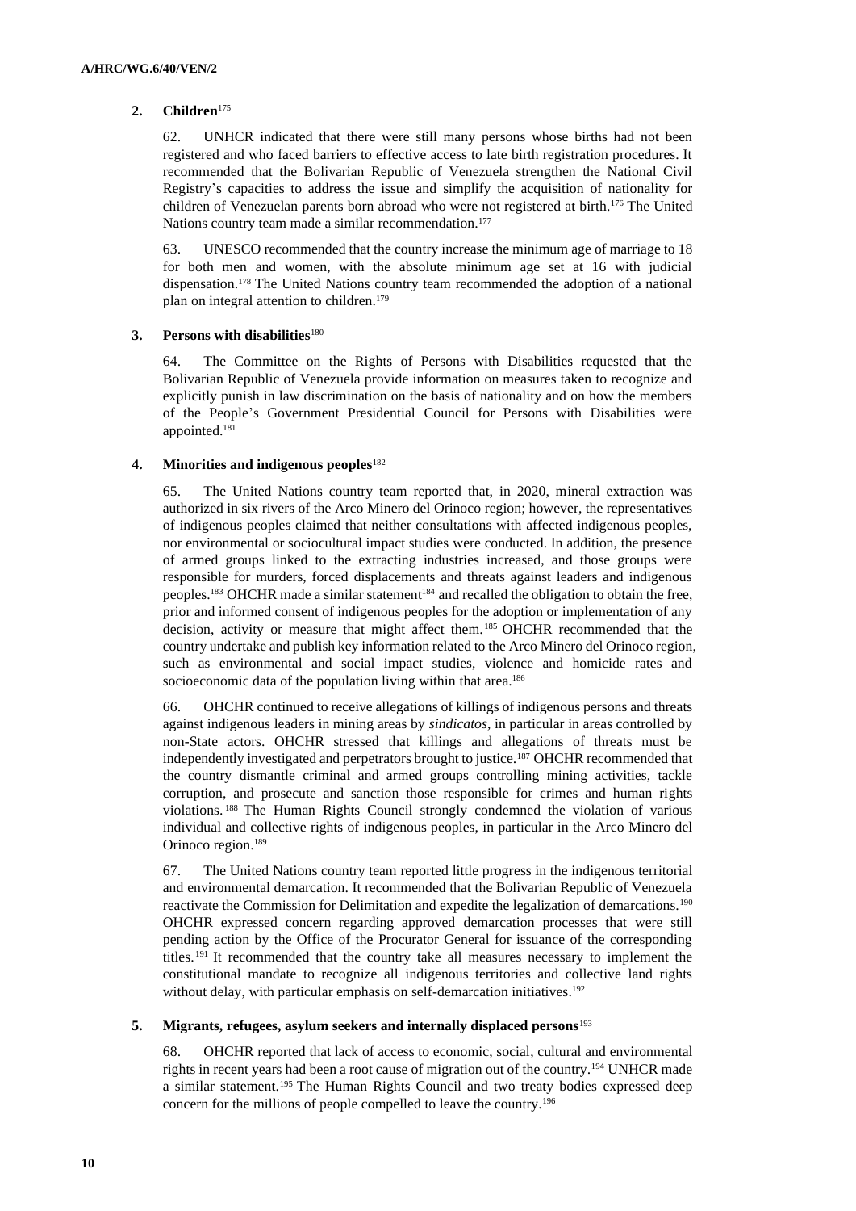### 2. Children[175]

62. UNHCR indicated that there were still many persons whose births had not been registered and who faced barriers to effective access to late birth registration procedures. It recommended that the Bolivarian Republic of Venezuela strengthen the National Civil Registry's capacities to address the issue and simplify the acquisition of nationality for children of Venezuelan parents born abroad who were not registered at birth.[176] The United Nations country team made a similar recommendation.[177]

63. UNESCO recommended that the country increase the minimum age of marriage to 18 for both men and women, with the absolute minimum age set at 16 with judicial dispensation.[178] The United Nations country team recommended the adoption of a national plan on integral attention to children.[179]

### 3. Persons with disabilities[180]

64. The Committee on the Rights of Persons with Disabilities requested that the Bolivarian Republic of Venezuela provide information on measures taken to recognize and explicitly punish in law discrimination on the basis of nationality and on how the members of the People's Government Presidential Council for Persons with Disabilities were appointed.[181]

### 4. Minorities and indigenous peoples[182]

65. The United Nations country team reported that, in 2020, mineral extraction was authorized in six rivers of the Arco Minero del Orinoco region; however, the representatives of indigenous peoples claimed that neither consultations with affected indigenous peoples, nor environmental or sociocultural impact studies were conducted. In addition, the presence of armed groups linked to the extracting industries increased, and those groups were responsible for murders, forced displacements and threats against leaders and indigenous peoples.[183] OHCHR made a similar statement[184] and recalled the obligation to obtain the free, prior and informed consent of indigenous peoples for the adoption or implementation of any decision, activity or measure that might affect them.[185] OHCHR recommended that the country undertake and publish key information related to the Arco Minero del Orinoco region, such as environmental and social impact studies, violence and homicide rates and socioeconomic data of the population living within that area.[186]

66. OHCHR continued to receive allegations of killings of indigenous persons and threats against indigenous leaders in mining areas by *sindicatos*, in particular in areas controlled by non-State actors. OHCHR stressed that killings and allegations of threats must be independently investigated and perpetrators brought to justice.[187] OHCHR recommended that the country dismantle criminal and armed groups controlling mining activities, tackle corruption, and prosecute and sanction those responsible for crimes and human rights violations.[188] The Human Rights Council strongly condemned the violation of various individual and collective rights of indigenous peoples, in particular in the Arco Minero del Orinoco region.[189]

67. The United Nations country team reported little progress in the indigenous territorial and environmental demarcation. It recommended that the Bolivarian Republic of Venezuela reactivate the Commission for Delimitation and expedite the legalization of demarcations.[190] OHCHR expressed concern regarding approved demarcation processes that were still pending action by the Office of the Procurator General for issuance of the corresponding titles.[191] It recommended that the country take all measures necessary to implement the constitutional mandate to recognize all indigenous territories and collective land rights without delay, with particular emphasis on self-demarcation initiatives.[192]

### 5. Migrants, refugees, asylum seekers and internally displaced persons[193]

68. OHCHR reported that lack of access to economic, social, cultural and environmental rights in recent years had been a root cause of migration out of the country.[194] UNHCR made a similar statement.[195] The Human Rights Council and two treaty bodies expressed deep concern for the millions of people compelled to leave the country.[196]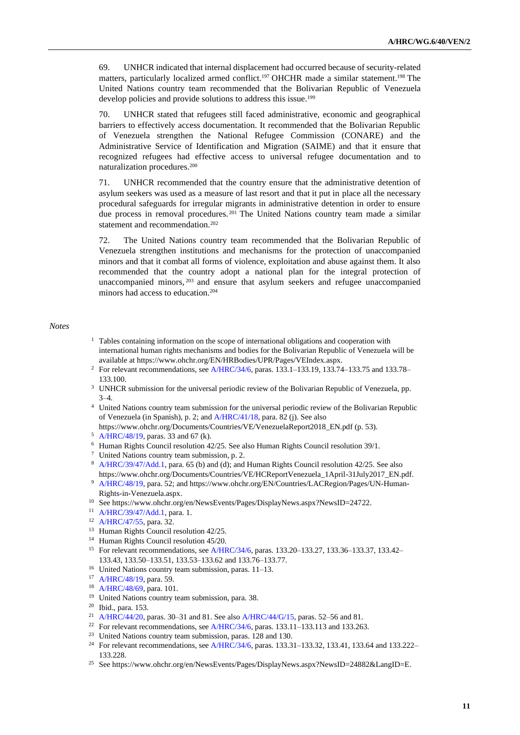69. UNHCR indicated that internal displacement had occurred because of security-related matters, particularly localized armed conflict.[197] OHCHR made a similar statement.[198] The United Nations country team recommended that the Bolivarian Republic of Venezuela develop policies and provide solutions to address this issue.[199]

70. UNHCR stated that refugees still faced administrative, economic and geographical barriers to effectively access documentation. It recommended that the Bolivarian Republic of Venezuela strengthen the National Refugee Commission (CONARE) and the Administrative Service of Identification and Migration (SAIME) and that it ensure that recognized refugees had effective access to universal refugee documentation and to naturalization procedures.[200]

71. UNHCR recommended that the country ensure that the administrative detention of asylum seekers was used as a measure of last resort and that it put in place all the necessary procedural safeguards for irregular migrants in administrative detention in order to ensure due process in removal procedures.[201] The United Nations country team made a similar statement and recommendation.[202]

72. The United Nations country team recommended that the Bolivarian Republic of Venezuela strengthen institutions and mechanisms for the protection of unaccompanied minors and that it combat all forms of violence, exploitation and abuse against them. It also recommended that the country adopt a national plan for the integral protection of unaccompanied minors,[203] and ensure that asylum seekers and refugee unaccompanied minors had access to education.[204]

*Notes*

1. Tables containing information on the scope of international obligations and cooperation with international human rights mechanisms and bodies for the Bolivarian Republic of Venezuela will be available at https://www.ohchr.org/EN/HRBodies/UPR/Pages/VEIndex.aspx.
2. For relevant recommendations, see A/HRC/34/6, paras. 133.1–133.19, 133.74–133.75 and 133.78–133.100.
3. UNHCR submission for the universal periodic review of the Bolivarian Republic of Venezuela, pp. 3–4.
4. United Nations country team submission for the universal periodic review of the Bolivarian Republic of Venezuela (in Spanish), p. 2; and A/HRC/41/18, para. 82 (j). See also https://www.ohchr.org/Documents/Countries/VE/VenezuelaReport2018_EN.pdf (p. 53).
5. A/HRC/48/19, paras. 33 and 67 (k).
6. Human Rights Council resolution 42/25. See also Human Rights Council resolution 39/1.
7. United Nations country team submission, p. 2.
8. A/HRC/39/47/Add.1, para. 65 (b) and (d); and Human Rights Council resolution 42/25. See also https://www.ohchr.org/Documents/Countries/VE/HCReportVenezuela_1April-31July2017_EN.pdf.
9. A/HRC/48/19, para. 52; and https://www.ohchr.org/EN/Countries/LACRegion/Pages/UN-Human-Rights-in-Venezuela.aspx.
10. See https://www.ohchr.org/en/NewsEvents/Pages/DisplayNews.aspx?NewsID=24722.
11. A/HRC/39/47/Add.1, para. 1.
12. A/HRC/47/55, para. 32.
13. Human Rights Council resolution 42/25.
14. Human Rights Council resolution 45/20.
15. For relevant recommendations, see A/HRC/34/6, paras. 133.20–133.27, 133.36–133.37, 133.42–133.43, 133.50–133.51, 133.53–133.62 and 133.76–133.77.
16. United Nations country team submission, paras. 11–13.
17. A/HRC/48/19, para. 59.
18. A/HRC/48/69, para. 101.
19. United Nations country team submission, para. 38.
20. Ibid., para. 153.
21. A/HRC/44/20, paras. 30–31 and 81. See also A/HRC/44/G/15, paras. 52–56 and 81.
22. For relevant recommendations, see A/HRC/34/6, paras. 133.11–133.113 and 133.263.
23. United Nations country team submission, paras. 128 and 130.
24. For relevant recommendations, see A/HRC/34/6, paras. 133.31–133.32, 133.41, 133.64 and 133.222–133.228.
25. See https://www.ohchr.org/en/NewsEvents/Pages/DisplayNews.aspx?NewsID=24882&LangID=E.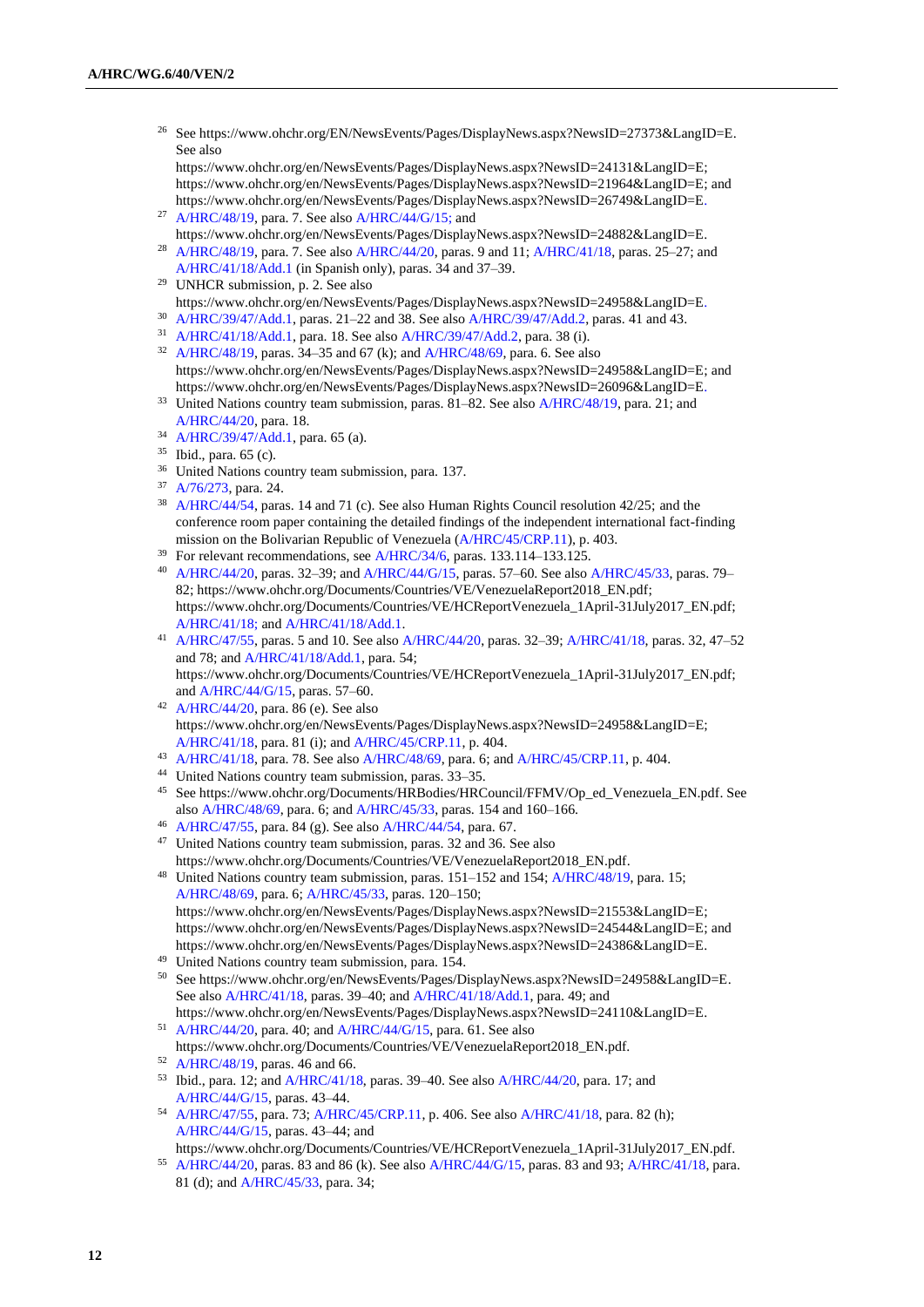[26] See https://www.ohchr.org/EN/NewsEvents/Pages/DisplayNews.aspx?NewsID=27373&LangID=E. See also https://www.ohchr.org/en/NewsEvents/Pages/DisplayNews.aspx?NewsID=24131&LangID=E; https://www.ohchr.org/en/NewsEvents/Pages/DisplayNews.aspx?NewsID=21964&LangID=E; and https://www.ohchr.org/en/NewsEvents/Pages/DisplayNews.aspx?NewsID=26749&LangID=E.

[27] A/HRC/48/19, para. 7. See also A/HRC/44/G/15; and https://www.ohchr.org/en/NewsEvents/Pages/DisplayNews.aspx?NewsID=24882&LangID=E.

[28] A/HRC/48/19, para. 7. See also A/HRC/44/20, paras. 9 and 11; A/HRC/41/18, paras. 25–27; and A/HRC/41/18/Add.1 (in Spanish only), paras. 34 and 37–39.

[29] UNHCR submission, p. 2. See also https://www.ohchr.org/en/NewsEvents/Pages/DisplayNews.aspx?NewsID=24958&LangID=E.

[30] A/HRC/39/47/Add.1, paras. 21–22 and 38. See also A/HRC/39/47/Add.2, paras. 41 and 43.

[31] A/HRC/41/18/Add.1, para. 18. See also A/HRC/39/47/Add.2, para. 38 (i).

[32] A/HRC/48/19, paras. 34–35 and 67 (k); and A/HRC/48/69, para. 6. See also https://www.ohchr.org/en/NewsEvents/Pages/DisplayNews.aspx?NewsID=24958&LangID=E; and https://www.ohchr.org/en/NewsEvents/Pages/DisplayNews.aspx?NewsID=26096&LangID=E.

[33] United Nations country team submission, paras. 81–82. See also A/HRC/48/19, para. 21; and A/HRC/44/20, para. 18.

[34] A/HRC/39/47/Add.1, para. 65 (a).

[35] Ibid., para. 65 (c).

[36] United Nations country team submission, para. 137.

[37] A/76/273, para. 24.

[38] A/HRC/44/54, paras. 14 and 71 (c). See also Human Rights Council resolution 42/25; and the conference room paper containing the detailed findings of the independent international fact-finding mission on the Bolivarian Republic of Venezuela (A/HRC/45/CRP.11), p. 403.

[39] For relevant recommendations, see A/HRC/34/6, paras. 133.114–133.125.

[40] A/HRC/44/20, paras. 32–39; and A/HRC/44/G/15, paras. 57–60. See also A/HRC/45/33, paras. 79–82; https://www.ohchr.org/Documents/Countries/VE/VenezuelaReport2018_EN.pdf; https://www.ohchr.org/Documents/Countries/VE/HCReportVenezuela_1April-31July2017_EN.pdf; A/HRC/41/18; and A/HRC/41/18/Add.1.

[41] A/HRC/47/55, paras. 5 and 10. See also A/HRC/44/20, paras. 32–39; A/HRC/41/18, paras. 32, 47–52 and 78; and A/HRC/41/18/Add.1, para. 54; https://www.ohchr.org/Documents/Countries/VE/HCReportVenezuela_1April-31July2017_EN.pdf; and A/HRC/44/G/15, paras. 57–60.

[42] A/HRC/44/20, para. 86 (e). See also https://www.ohchr.org/en/NewsEvents/Pages/DisplayNews.aspx?NewsID=24958&LangID=E; A/HRC/41/18, para. 81 (i); and A/HRC/45/CRP.11, p. 404.

[43] A/HRC/41/18, para. 78. See also A/HRC/48/69, para. 6; and A/HRC/45/CRP.11, p. 404.

[44] United Nations country team submission, paras. 33–35.

[45] See https://www.ohchr.org/Documents/HRBodies/HRCouncil/FFMV/Op_ed_Venezuela_EN.pdf. See also A/HRC/48/69, para. 6; and A/HRC/45/33, paras. 154 and 160–166.

[46] A/HRC/47/55, para. 84 (g). See also A/HRC/44/54, para. 67.

[47] United Nations country team submission, paras. 32 and 36. See also https://www.ohchr.org/Documents/Countries/VE/VenezuelaReport2018_EN.pdf.

[48] United Nations country team submission, paras. 151–152 and 154; A/HRC/48/19, para. 15; A/HRC/48/69, para. 6; A/HRC/45/33, paras. 120–150; https://www.ohchr.org/en/NewsEvents/Pages/DisplayNews.aspx?NewsID=21553&LangID=E; https://www.ohchr.org/en/NewsEvents/Pages/DisplayNews.aspx?NewsID=24544&LangID=E; and https://www.ohchr.org/en/NewsEvents/Pages/DisplayNews.aspx?NewsID=24386&LangID=E.

[49] United Nations country team submission, para. 154.

[50] See https://www.ohchr.org/en/NewsEvents/Pages/DisplayNews.aspx?NewsID=24958&LangID=E. See also A/HRC/41/18, paras. 39–40; and A/HRC/41/18/Add.1, para. 49; and https://www.ohchr.org/en/NewsEvents/Pages/DisplayNews.aspx?NewsID=24110&LangID=E.

[51] A/HRC/44/20, para. 40; and A/HRC/44/G/15, para. 61. See also https://www.ohchr.org/Documents/Countries/VE/VenezuelaReport2018_EN.pdf.

[52] A/HRC/48/19, paras. 46 and 66.

[53] Ibid., para. 12; and A/HRC/41/18, paras. 39–40. See also A/HRC/44/20, para. 17; and A/HRC/44/G/15, paras. 43–44.

[54] A/HRC/47/55, para. 73; A/HRC/45/CRP.11, p. 406. See also A/HRC/41/18, para. 82 (h); A/HRC/44/G/15, paras. 43–44; and https://www.ohchr.org/Documents/Countries/VE/HCReportVenezuela_1April-31July2017_EN.pdf.

[55] A/HRC/44/20, paras. 83 and 86 (k). See also A/HRC/44/G/15, paras. 83 and 93; A/HRC/41/18, para. 81 (d); and A/HRC/45/33, para. 34;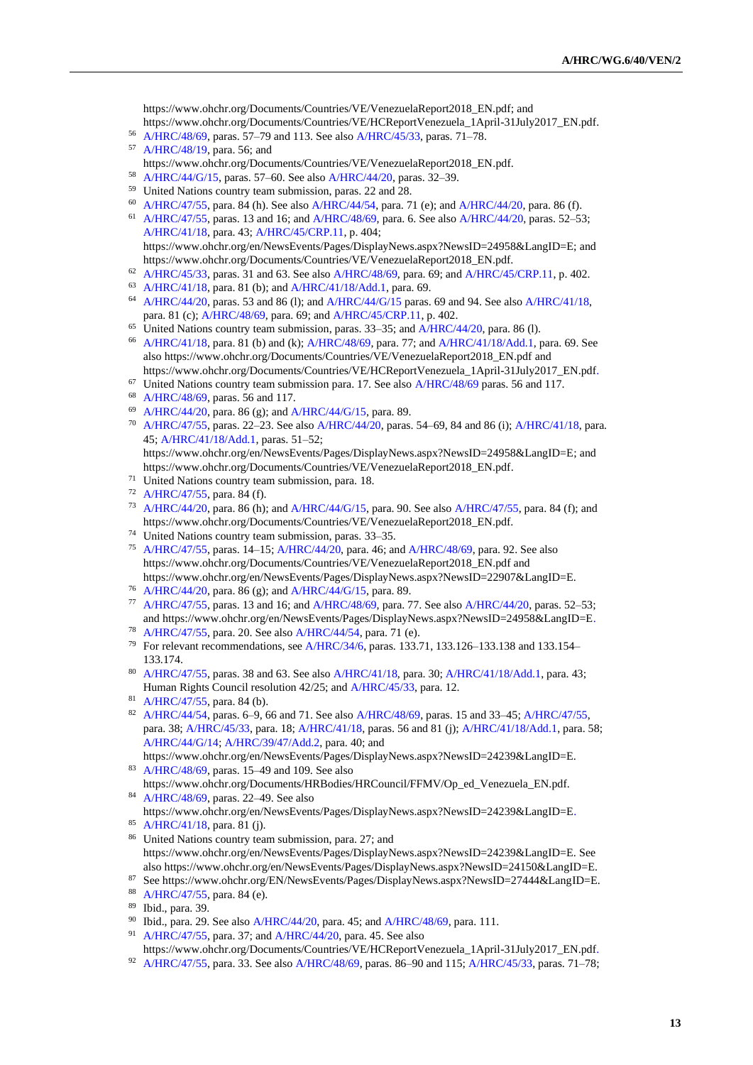https://www.ohchr.org/Documents/Countries/VE/VenezuelaReport2018_EN.pdf; and https://www.ohchr.org/Documents/Countries/VE/HCReportVenezuela_1April-31July2017_EN.pdf.

[56] A/HRC/48/69, paras. 57–79 and 113. See also A/HRC/45/33, paras. 71–78.

[57] A/HRC/48/19, para. 56; and https://www.ohchr.org/Documents/Countries/VE/VenezuelaReport2018_EN.pdf.

[58] A/HRC/44/G/15, paras. 57–60. See also A/HRC/44/20, paras. 32–39.

[59] United Nations country team submission, paras. 22 and 28.

[60] A/HRC/47/55, para. 84 (h). See also A/HRC/44/54, para. 71 (e); and A/HRC/44/20, para. 86 (f).

[61] A/HRC/47/55, paras. 13 and 16; and A/HRC/48/69, para. 6. See also A/HRC/44/20, paras. 52–53; A/HRC/41/18, para. 43; A/HRC/45/CRP.11, p. 404; https://www.ohchr.org/en/NewsEvents/Pages/DisplayNews.aspx?NewsID=24958&LangID=E; and https://www.ohchr.org/Documents/Countries/VE/VenezuelaReport2018_EN.pdf.

[62] A/HRC/45/33, paras. 31 and 63. See also A/HRC/48/69, para. 69; and A/HRC/45/CRP.11, p. 402.

[63] A/HRC/41/18, para. 81 (b); and A/HRC/41/18/Add.1, para. 69.

[64] A/HRC/44/20, paras. 53 and 86 (l); and A/HRC/44/G/15 paras. 69 and 94. See also A/HRC/41/18, para. 81 (c); A/HRC/48/69, para. 69; and A/HRC/45/CRP.11, p. 402.

[65] United Nations country team submission, paras. 33–35; and A/HRC/44/20, para. 86 (l).

[66] A/HRC/41/18, para. 81 (b) and (k); A/HRC/48/69, para. 77; and A/HRC/41/18/Add.1, para. 69. See also https://www.ohchr.org/Documents/Countries/VE/VenezuelaReport2018_EN.pdf and https://www.ohchr.org/Documents/Countries/VE/HCReportVenezuela_1April-31July2017_EN.pdf.

[67] United Nations country team submission para. 17. See also A/HRC/48/69 paras. 56 and 117.

[68] A/HRC/48/69, paras. 56 and 117.

[69] A/HRC/44/20, para. 86 (g); and A/HRC/44/G/15, para. 89.

[70] A/HRC/47/55, paras. 22–23. See also A/HRC/44/20, paras. 54–69, 84 and 86 (i); A/HRC/41/18, para. 45; A/HRC/41/18/Add.1, paras. 51–52; https://www.ohchr.org/en/NewsEvents/Pages/DisplayNews.aspx?NewsID=24958&LangID=E; and https://www.ohchr.org/Documents/Countries/VE/VenezuelaReport2018_EN.pdf.

[71] United Nations country team submission, para. 18.

[72] A/HRC/47/55, para. 84 (f).

[73] A/HRC/44/20, para. 86 (h); and A/HRC/44/G/15, para. 90. See also A/HRC/47/55, para. 84 (f); and https://www.ohchr.org/Documents/Countries/VE/VenezuelaReport2018_EN.pdf.

[74] United Nations country team submission, paras. 33–35.

[75] A/HRC/47/55, paras. 14–15; A/HRC/44/20, para. 46; and A/HRC/48/69, para. 92. See also https://www.ohchr.org/Documents/Countries/VE/VenezuelaReport2018_EN.pdf and https://www.ohchr.org/en/NewsEvents/Pages/DisplayNews.aspx?NewsID=22907&LangID=E.

[76] A/HRC/44/20, para. 86 (g); and A/HRC/44/G/15, para. 89.

[77] A/HRC/47/55, paras. 13 and 16; and A/HRC/48/69, para. 77. See also A/HRC/44/20, paras. 52–53; and https://www.ohchr.org/en/NewsEvents/Pages/DisplayNews.aspx?NewsID=24958&LangID=E.

[78] A/HRC/47/55, para. 20. See also A/HRC/44/54, para. 71 (e).

[79] For relevant recommendations, see A/HRC/34/6, paras. 133.71, 133.126–133.138 and 133.154–133.174.

[80] A/HRC/47/55, paras. 38 and 63. See also A/HRC/41/18, para. 30; A/HRC/41/18/Add.1, para. 43; Human Rights Council resolution 42/25; and A/HRC/45/33, para. 12.

[81] A/HRC/47/55, para. 84 (b).

[82] A/HRC/44/54, paras. 6–9, 66 and 71. See also A/HRC/48/69, paras. 15 and 33–45; A/HRC/47/55, para. 38; A/HRC/45/33, para. 18; A/HRC/41/18, paras. 56 and 81 (j); A/HRC/41/18/Add.1, para. 58; A/HRC/44/G/14; A/HRC/39/47/Add.2, para. 40; and https://www.ohchr.org/en/NewsEvents/Pages/DisplayNews.aspx?NewsID=24239&LangID=E.

[83] A/HRC/48/69, paras. 15–49 and 109. See also https://www.ohchr.org/Documents/HRBodies/HRCouncil/FFMV/Op_ed_Venezuela_EN.pdf.

[84] A/HRC/48/69, paras. 22–49. See also https://www.ohchr.org/en/NewsEvents/Pages/DisplayNews.aspx?NewsID=24239&LangID=E.

[85] A/HRC/41/18, para. 81 (j).

[86] United Nations country team submission, para. 27; and https://www.ohchr.org/en/NewsEvents/Pages/DisplayNews.aspx?NewsID=24239&LangID=E. See also https://www.ohchr.org/en/NewsEvents/Pages/DisplayNews.aspx?NewsID=24150&LangID=E.

[87] See https://www.ohchr.org/EN/NewsEvents/Pages/DisplayNews.aspx?NewsID=27444&LangID=E.

[88] A/HRC/47/55, para. 84 (e).

[89] Ibid., para. 39.

[90] Ibid., para. 29. See also A/HRC/44/20, para. 45; and A/HRC/48/69, para. 111.

[91] A/HRC/47/55, para. 37; and A/HRC/44/20, para. 45. See also https://www.ohchr.org/Documents/Countries/VE/HCReportVenezuela_1April-31July2017_EN.pdf.

[92] A/HRC/47/55, para. 33. See also A/HRC/48/69, paras. 86–90 and 115; A/HRC/45/33, paras. 71–78;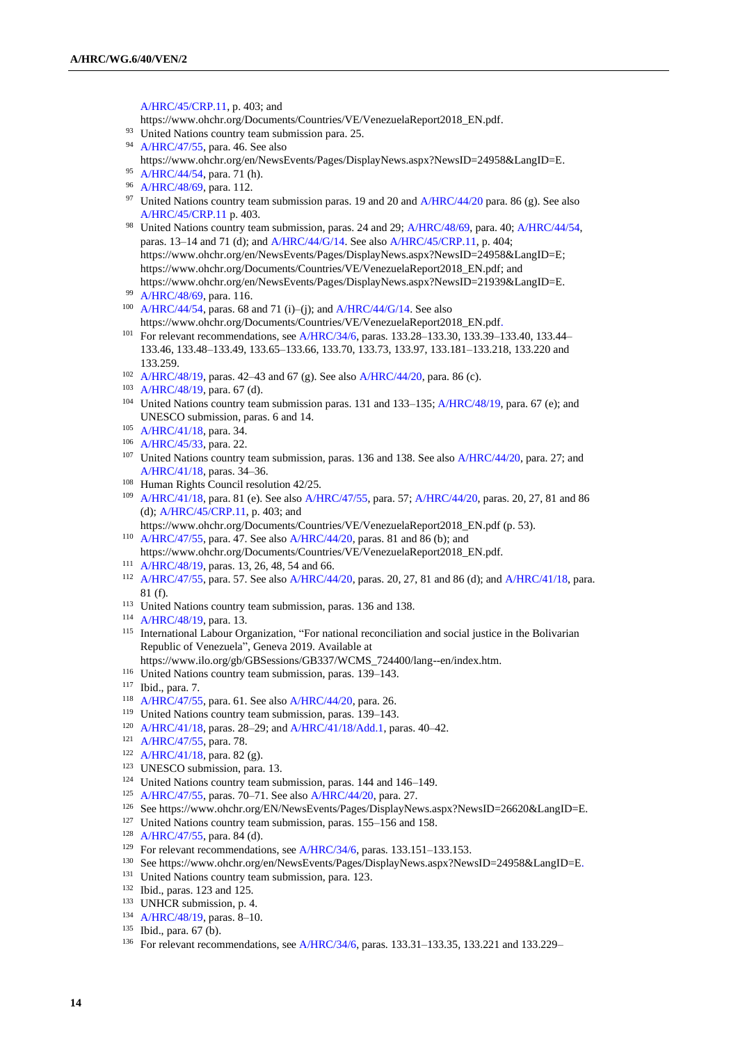A/HRC/45/CRP.11, p. 403; and https://www.ohchr.org/Documents/Countries/VE/VenezuelaReport2018_EN.pdf.

[93] United Nations country team submission para. 25.

[94] A/HRC/47/55, para. 46. See also https://www.ohchr.org/en/NewsEvents/Pages/DisplayNews.aspx?NewsID=24958&LangID=E.

[95] A/HRC/44/54, para. 71 (h).

[96] A/HRC/48/69, para. 112.

[97] United Nations country team submission paras. 19 and 20 and A/HRC/44/20 para. 86 (g). See also A/HRC/45/CRP.11 p. 403.

[98] United Nations country team submission, paras. 24 and 29; A/HRC/48/69, para. 40; A/HRC/44/54, paras. 13–14 and 71 (d); and A/HRC/44/G/14. See also A/HRC/45/CRP.11, p. 404; https://www.ohchr.org/en/NewsEvents/Pages/DisplayNews.aspx?NewsID=24958&LangID=E; https://www.ohchr.org/Documents/Countries/VE/VenezuelaReport2018_EN.pdf; and https://www.ohchr.org/en/NewsEvents/Pages/DisplayNews.aspx?NewsID=21939&LangID=E.

[99] A/HRC/48/69, para. 116.

[100] A/HRC/44/54, paras. 68 and 71 (i)–(j); and A/HRC/44/G/14. See also https://www.ohchr.org/Documents/Countries/VE/VenezuelaReport2018_EN.pdf.

[101] For relevant recommendations, see A/HRC/34/6, paras. 133.28–133.30, 133.39–133.40, 133.44–133.46, 133.48–133.49, 133.65–133.66, 133.70, 133.73, 133.97, 133.181–133.218, 133.220 and 133.259.

[102] A/HRC/48/19, paras. 42–43 and 67 (g). See also A/HRC/44/20, para. 86 (c).

[103] A/HRC/48/19, para. 67 (d).

[104] United Nations country team submission paras. 131 and 133–135; A/HRC/48/19, para. 67 (e); and UNESCO submission, paras. 6 and 14.

[105] A/HRC/41/18, para. 34.

[106] A/HRC/45/33, para. 22.

[107] United Nations country team submission, paras. 136 and 138. See also A/HRC/44/20, para. 27; and A/HRC/41/18, paras. 34–36.

[108] Human Rights Council resolution 42/25.

[109] A/HRC/41/18, para. 81 (e). See also A/HRC/47/55, para. 57; A/HRC/44/20, paras. 20, 27, 81 and 86 (d); A/HRC/45/CRP.11, p. 403; and https://www.ohchr.org/Documents/Countries/VE/VenezuelaReport2018_EN.pdf (p. 53).

[110] A/HRC/47/55, para. 47. See also A/HRC/44/20, paras. 81 and 86 (b); and https://www.ohchr.org/Documents/Countries/VE/VenezuelaReport2018_EN.pdf.

[111] A/HRC/48/19, paras. 13, 26, 48, 54 and 66.

[112] A/HRC/47/55, para. 57. See also A/HRC/44/20, paras. 20, 27, 81 and 86 (d); and A/HRC/41/18, para. 81 (f).

[113] United Nations country team submission, paras. 136 and 138.

[114] A/HRC/48/19, para. 13.

[115] International Labour Organization, "For national reconciliation and social justice in the Bolivarian Republic of Venezuela", Geneva 2019. Available at https://www.ilo.org/gb/GBSessions/GB337/WCMS_724400/lang--en/index.htm.

[116] United Nations country team submission, paras. 139–143.

[117] Ibid., para. 7.

[118] A/HRC/47/55, para. 61. See also A/HRC/44/20, para. 26.

[119] United Nations country team submission, paras. 139–143.

[120] A/HRC/41/18, paras. 28–29; and A/HRC/41/18/Add.1, paras. 40–42.

[121] A/HRC/47/55, para. 78.

[122] A/HRC/41/18, para. 82 (g).

[123] UNESCO submission, para. 13.

[124] United Nations country team submission, paras. 144 and 146–149.

[125] A/HRC/47/55, paras. 70–71. See also A/HRC/44/20, para. 27.

[126] See https://www.ohchr.org/EN/NewsEvents/Pages/DisplayNews.aspx?NewsID=26620&LangID=E.

[127] United Nations country team submission, paras. 155–156 and 158.

[128] A/HRC/47/55, para. 84 (d).

[129] For relevant recommendations, see A/HRC/34/6, paras. 133.151–133.153.

[130] See https://www.ohchr.org/en/NewsEvents/Pages/DisplayNews.aspx?NewsID=24958&LangID=E.

[131] United Nations country team submission, para. 123.

[132] Ibid., paras. 123 and 125.

[133] UNHCR submission, p. 4.

[134] A/HRC/48/19, paras. 8–10.

[135] Ibid., para. 67 (b).

[136] For relevant recommendations, see A/HRC/34/6, paras. 133.31–133.35, 133.221 and 133.229–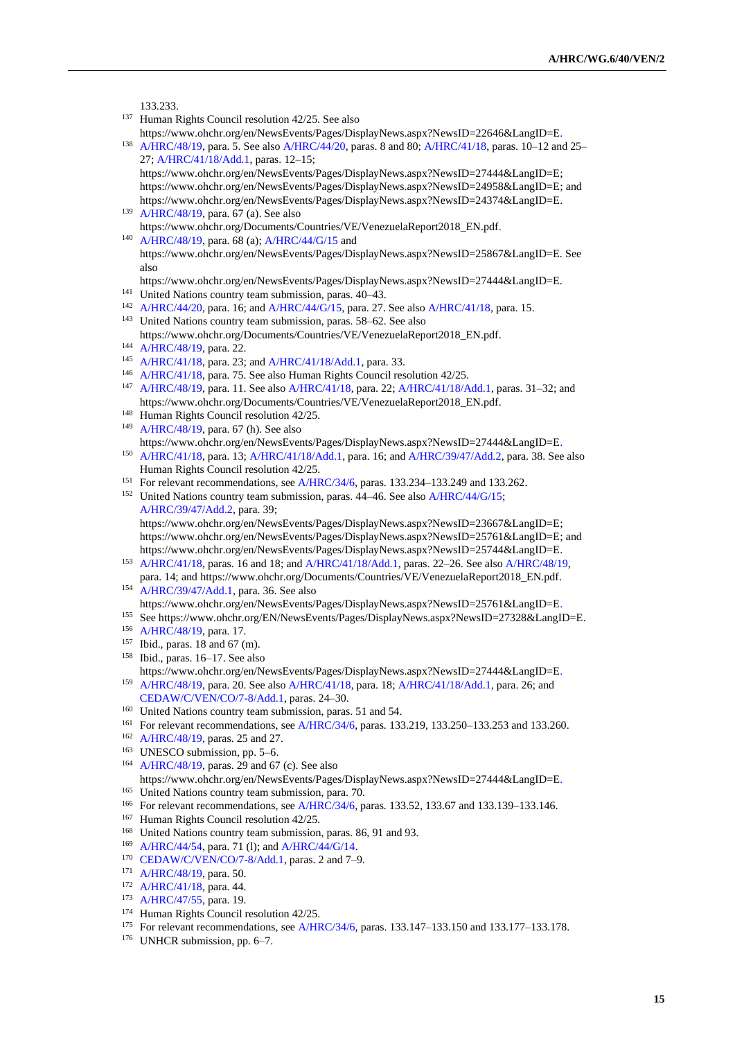133.233.

[137] Human Rights Council resolution 42/25. See also https://www.ohchr.org/en/NewsEvents/Pages/DisplayNews.aspx?NewsID=22646&LangID=E.

[138] A/HRC/48/19, para. 5. See also A/HRC/44/20, paras. 8 and 80; A/HRC/41/18, paras. 10–12 and 25–27; A/HRC/41/18/Add.1, paras. 12–15; https://www.ohchr.org/en/NewsEvents/Pages/DisplayNews.aspx?NewsID=27444&LangID=E; https://www.ohchr.org/en/NewsEvents/Pages/DisplayNews.aspx?NewsID=24958&LangID=E; and https://www.ohchr.org/en/NewsEvents/Pages/DisplayNews.aspx?NewsID=24374&LangID=E.

[139] A/HRC/48/19, para. 67 (a). See also https://www.ohchr.org/Documents/Countries/VE/VenezuelaReport2018_EN.pdf.

[140] A/HRC/48/19, para. 68 (a); A/HRC/44/G/15 and https://www.ohchr.org/en/NewsEvents/Pages/DisplayNews.aspx?NewsID=25867&LangID=E. See also https://www.ohchr.org/en/NewsEvents/Pages/DisplayNews.aspx?NewsID=27444&LangID=E.

[141] United Nations country team submission, paras. 40–43.

[142] A/HRC/44/20, para. 16; and A/HRC/44/G/15, para. 27. See also A/HRC/41/18, para. 15.

[143] United Nations country team submission, paras. 58–62. See also https://www.ohchr.org/Documents/Countries/VE/VenezuelaReport2018_EN.pdf.

[144] A/HRC/48/19, para. 22.

[145] A/HRC/41/18, para. 23; and A/HRC/41/18/Add.1, para. 33.

[146] A/HRC/41/18, para. 75. See also Human Rights Council resolution 42/25.

[147] A/HRC/48/19, para. 11. See also A/HRC/41/18, para. 22; A/HRC/41/18/Add.1, paras. 31–32; and https://www.ohchr.org/Documents/Countries/VE/VenezuelaReport2018_EN.pdf.

[148] Human Rights Council resolution 42/25.

[149] A/HRC/48/19, para. 67 (h). See also https://www.ohchr.org/en/NewsEvents/Pages/DisplayNews.aspx?NewsID=27444&LangID=E.

[150] A/HRC/41/18, para. 13; A/HRC/41/18/Add.1, para. 16; and A/HRC/39/47/Add.2, para. 38. See also Human Rights Council resolution 42/25.

[151] For relevant recommendations, see A/HRC/34/6, paras. 133.234–133.249 and 133.262.

[152] United Nations country team submission, paras. 44–46. See also A/HRC/44/G/15; A/HRC/39/47/Add.2, para. 39; https://www.ohchr.org/en/NewsEvents/Pages/DisplayNews.aspx?NewsID=23667&LangID=E; https://www.ohchr.org/en/NewsEvents/Pages/DisplayNews.aspx?NewsID=25761&LangID=E; and https://www.ohchr.org/en/NewsEvents/Pages/DisplayNews.aspx?NewsID=25744&LangID=E.

[153] A/HRC/41/18, paras. 16 and 18; and A/HRC/41/18/Add.1, paras. 22–26. See also A/HRC/48/19, para. 14; and https://www.ohchr.org/Documents/Countries/VE/VenezuelaReport2018_EN.pdf.

[154] A/HRC/39/47/Add.1, para. 36. See also https://www.ohchr.org/en/NewsEvents/Pages/DisplayNews.aspx?NewsID=25761&LangID=E.

[155] See https://www.ohchr.org/EN/NewsEvents/Pages/DisplayNews.aspx?NewsID=27328&LangID=E.

[156] A/HRC/48/19, para. 17.

[157] Ibid., paras. 18 and 67 (m).

[158] Ibid., paras. 16–17. See also https://www.ohchr.org/en/NewsEvents/Pages/DisplayNews.aspx?NewsID=27444&LangID=E.

[159] A/HRC/48/19, para. 20. See also A/HRC/41/18, para. 18; A/HRC/41/18/Add.1, para. 26; and CEDAW/C/VEN/CO/7-8/Add.1, paras. 24–30.

[160] United Nations country team submission, paras. 51 and 54.

[161] For relevant recommendations, see A/HRC/34/6, paras. 133.219, 133.250–133.253 and 133.260.

[162] A/HRC/48/19, paras. 25 and 27.

[163] UNESCO submission, pp. 5–6.

[164] A/HRC/48/19, paras. 29 and 67 (c). See also https://www.ohchr.org/en/NewsEvents/Pages/DisplayNews.aspx?NewsID=27444&LangID=E.

[165] United Nations country team submission, para. 70.

[166] For relevant recommendations, see A/HRC/34/6, paras. 133.52, 133.67 and 133.139–133.146.

[167] Human Rights Council resolution 42/25.

[168] United Nations country team submission, paras. 86, 91 and 93.

[169] A/HRC/44/54, para. 71 (l); and A/HRC/44/G/14.

[170] CEDAW/C/VEN/CO/7-8/Add.1, paras. 2 and 7–9.

[171] A/HRC/48/19, para. 50.

[172] A/HRC/41/18, para. 44.

[173] A/HRC/47/55, para. 19.

[174] Human Rights Council resolution 42/25.

[175] For relevant recommendations, see A/HRC/34/6, paras. 133.147–133.150 and 133.177–133.178.

[176] UNHCR submission, pp. 6–7.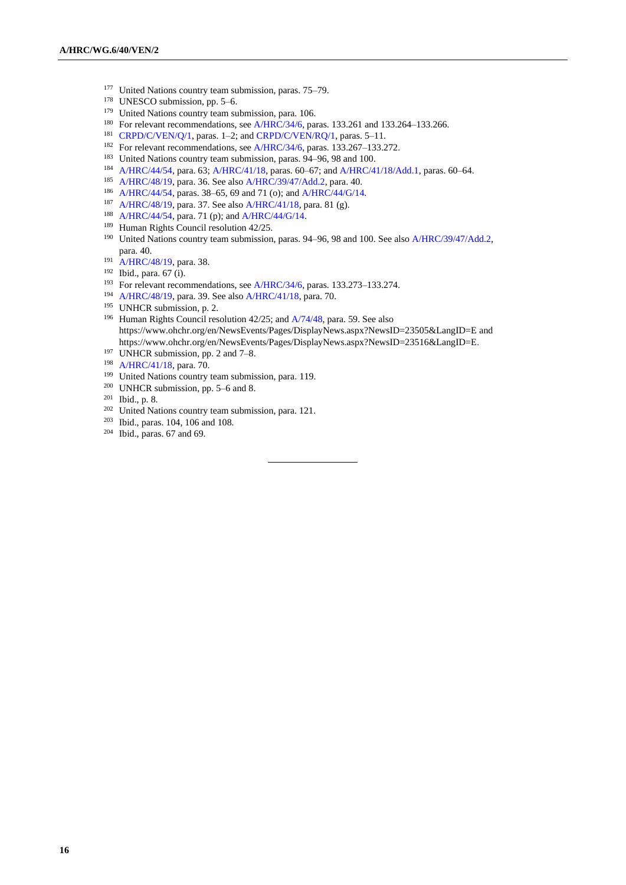[177] United Nations country team submission, paras. 75–79.

[178] UNESCO submission, pp. 5–6.

[179] United Nations country team submission, para. 106.

[180] For relevant recommendations, see A/HRC/34/6, paras. 133.261 and 133.264–133.266.

[181] CRPD/C/VEN/Q/1, paras. 1–2; and CRPD/C/VEN/RQ/1, paras. 5–11.

[182] For relevant recommendations, see A/HRC/34/6, paras. 133.267–133.272.

[183] United Nations country team submission, paras. 94–96, 98 and 100.

[184] A/HRC/44/54, para. 63; A/HRC/41/18, paras. 60–67; and A/HRC/41/18/Add.1, paras. 60–64.

[185] A/HRC/48/19, para. 36. See also A/HRC/39/47/Add.2, para. 40.

[186] A/HRC/44/54, paras. 38–65, 69 and 71 (o); and A/HRC/44/G/14.

[187] A/HRC/48/19, para. 37. See also A/HRC/41/18, para. 81 (g).

[188] A/HRC/44/54, para. 71 (p); and A/HRC/44/G/14.

[189] Human Rights Council resolution 42/25.

[190] United Nations country team submission, paras. 94–96, 98 and 100. See also A/HRC/39/47/Add.2, para. 40.

[191] A/HRC/48/19, para. 38.

[192] Ibid., para. 67 (i).

[193] For relevant recommendations, see A/HRC/34/6, paras. 133.273–133.274.

[194] A/HRC/48/19, para. 39. See also A/HRC/41/18, para. 70.

[195] UNHCR submission, p. 2.

[196] Human Rights Council resolution 42/25; and A/74/48, para. 59. See also https://www.ohchr.org/en/NewsEvents/Pages/DisplayNews.aspx?NewsID=23505&LangID=E and https://www.ohchr.org/en/NewsEvents/Pages/DisplayNews.aspx?NewsID=23516&LangID=E.

[197] UNHCR submission, pp. 2 and 7–8.

[198] A/HRC/41/18, para. 70.

[199] United Nations country team submission, para. 119.

[200] UNHCR submission, pp. 5–6 and 8.

[201] Ibid., p. 8.

[202] United Nations country team submission, para. 121.

[203] Ibid., paras. 104, 106 and 108.

[204] Ibid., paras. 67 and 69.